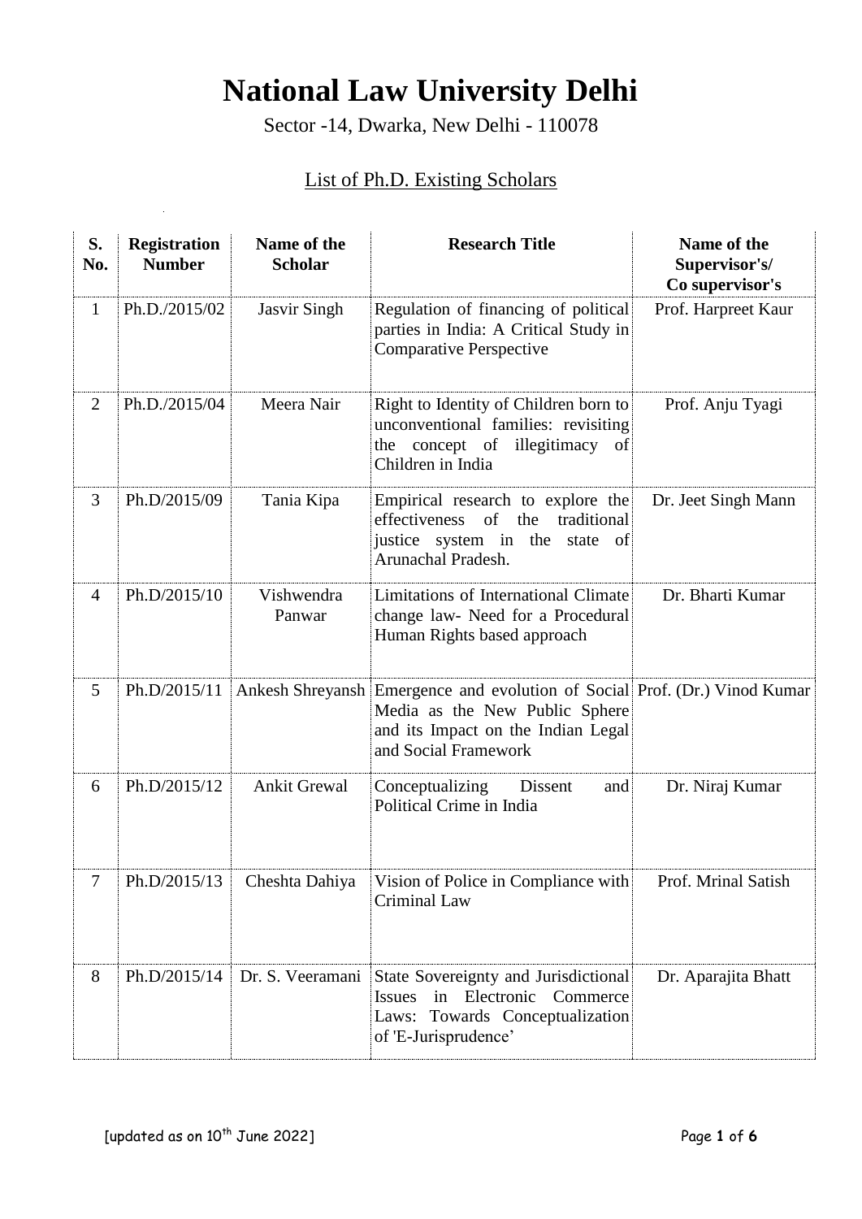# National Law University Delhi

Sector -14, Dwarka, New Delhi - 110078

## List of Ph.D. Existing Scholars

| S. No. | Registration Number | Name of the Scholar | Research Title | Name of the Supervisor's/ Co supervisor's |
|---|---|---|---|---|
| 1 | Ph.D./2015/02 | Jasvir Singh | Regulation of financing of political parties in India: A Critical Study in Comparative Perspective | Prof. Harpreet Kaur |
| 2 | Ph.D./2015/04 | Meera Nair | Right to Identity of Children born to unconventional families: revisiting the concept of illegitimacy of Children in India | Prof. Anju Tyagi |
| 3 | Ph.D/2015/09 | Tania Kipa | Empirical research to explore the effectiveness of the traditional justice system in the state of Arunachal Pradesh. | Dr. Jeet Singh Mann |
| 4 | Ph.D/2015/10 | Vishwendra Panwar | Limitations of International Climate change law- Need for a Procedural Human Rights based approach | Dr. Bharti Kumar |
| 5 | Ph.D/2015/11 | Ankesh Shreyansh | Emergence and evolution of Social Media as the New Public Sphere and its Impact on the Indian Legal and Social Framework | Prof. (Dr.) Vinod Kumar |
| 6 | Ph.D/2015/12 | Ankit Grewal | Conceptualizing Dissent and Political Crime in India | Dr. Niraj Kumar |
| 7 | Ph.D/2015/13 | Cheshta Dahiya | Vision of Police in Compliance with Criminal Law | Prof. Mrinal Satish |
| 8 | Ph.D/2015/14 | Dr. S. Veeramani | State Sovereignty and Jurisdictional Issues in Electronic Commerce Laws: Towards Conceptualization of 'E-Jurisprudence' | Dr. Aparajita Bhatt |

[updated as on 10th June 2022]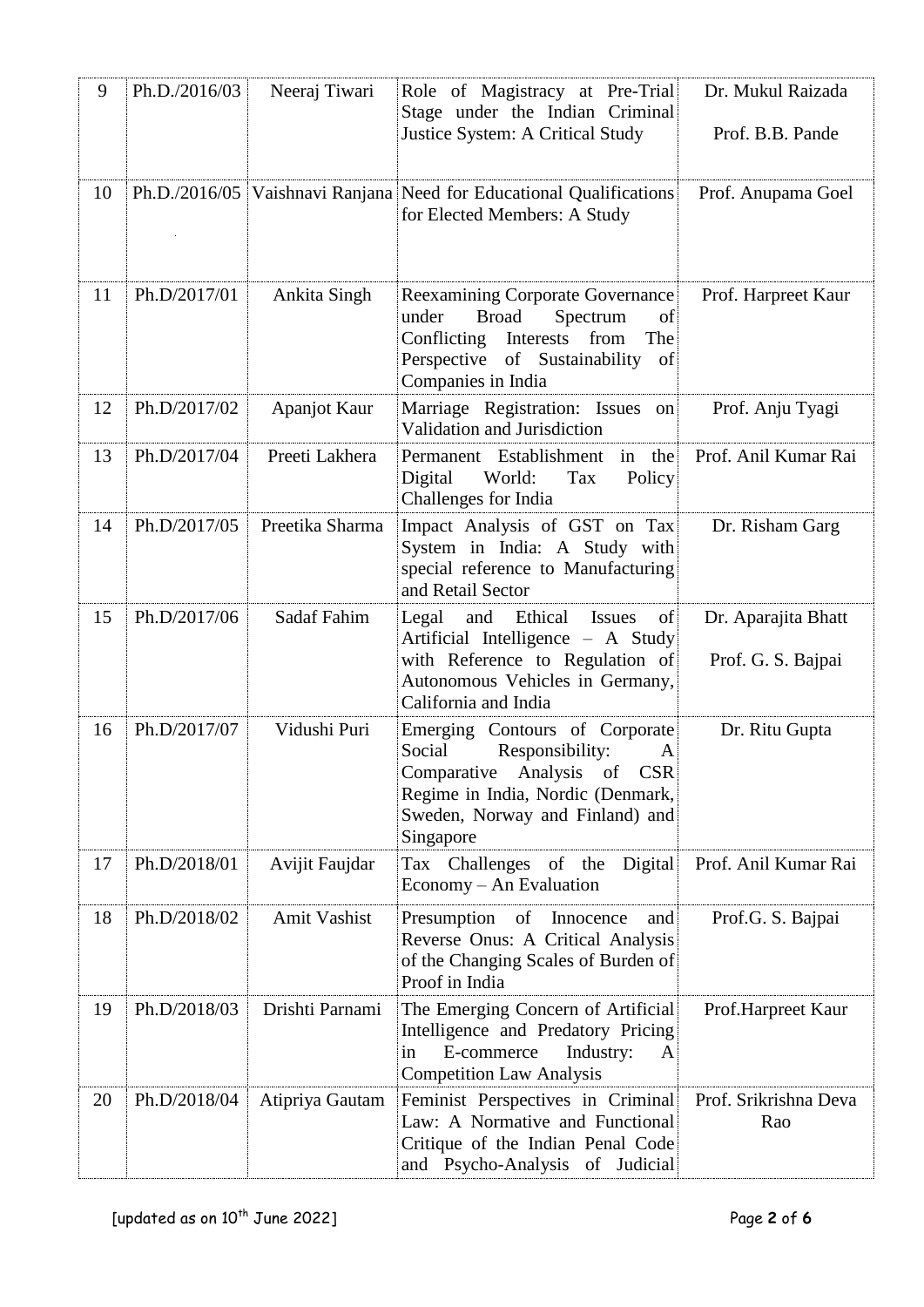| 9 | Ph.D./2016/03 | Neeraj Tiwari | Role of Magistracy at Pre-Trial Stage under the Indian Criminal Justice System: A Critical Study | Dr. Mukul Raizada<br>Prof. B.B. Pande |
|---|---|---|---|---|
| 10 | Ph.D./2016/05 | Vaishnavi Ranjana | Need for Educational Qualifications for Elected Members: A Study | Prof. Anupama Goel |
| 11 | Ph.D/2017/01 | Ankita Singh | Reexamining Corporate Governance under Broad Spectrum of Conflicting Interests from The Perspective of Sustainability of Companies in India | Prof. Harpreet Kaur |
| 12 | Ph.D/2017/02 | Apanjot Kaur | Marriage Registration: Issues on Validation and Jurisdiction | Prof. Anju Tyagi |
| 13 | Ph.D/2017/04 | Preeti Lakhera | Permanent Establishment in the Digital World: Tax Policy Challenges for India | Prof. Anil Kumar Rai |
| 14 | Ph.D/2017/05 | Preetika Sharma | Impact Analysis of GST on Tax System in India: A Study with special reference to Manufacturing and Retail Sector | Dr. Risham Garg |
| 15 | Ph.D/2017/06 | Sadaf Fahim | Legal and Ethical Issues of Artificial Intelligence – A Study with Reference to Regulation of Autonomous Vehicles in Germany, California and India | Dr. Aparajita Bhatt<br>Prof. G. S. Bajpai |
| 16 | Ph.D/2017/07 | Vidushi Puri | Emerging Contours of Corporate Social Responsibility: A Comparative Analysis of CSR Regime in India, Nordic (Denmark, Sweden, Norway and Finland) and Singapore | Dr. Ritu Gupta |
| 17 | Ph.D/2018/01 | Avijit Faujdar | Tax Challenges of the Digital Economy – An Evaluation | Prof. Anil Kumar Rai |
| 18 | Ph.D/2018/02 | Amit Vashist | Presumption of Innocence and Reverse Onus: A Critical Analysis of the Changing Scales of Burden of Proof in India | Prof.G. S. Bajpai |
| 19 | Ph.D/2018/03 | Drishti Parnami | The Emerging Concern of Artificial Intelligence and Predatory Pricing in E-commerce Industry: A Competition Law Analysis | Prof.Harpreet Kaur |
| 20 | Ph.D/2018/04 | Atipriya Gautam | Feminist Perspectives in Criminal Law: A Normative and Functional Critique of the Indian Penal Code and Psycho-Analysis of Judicial | Prof. Srikrishna Deva Rao |

[updated as on 10th June 2022]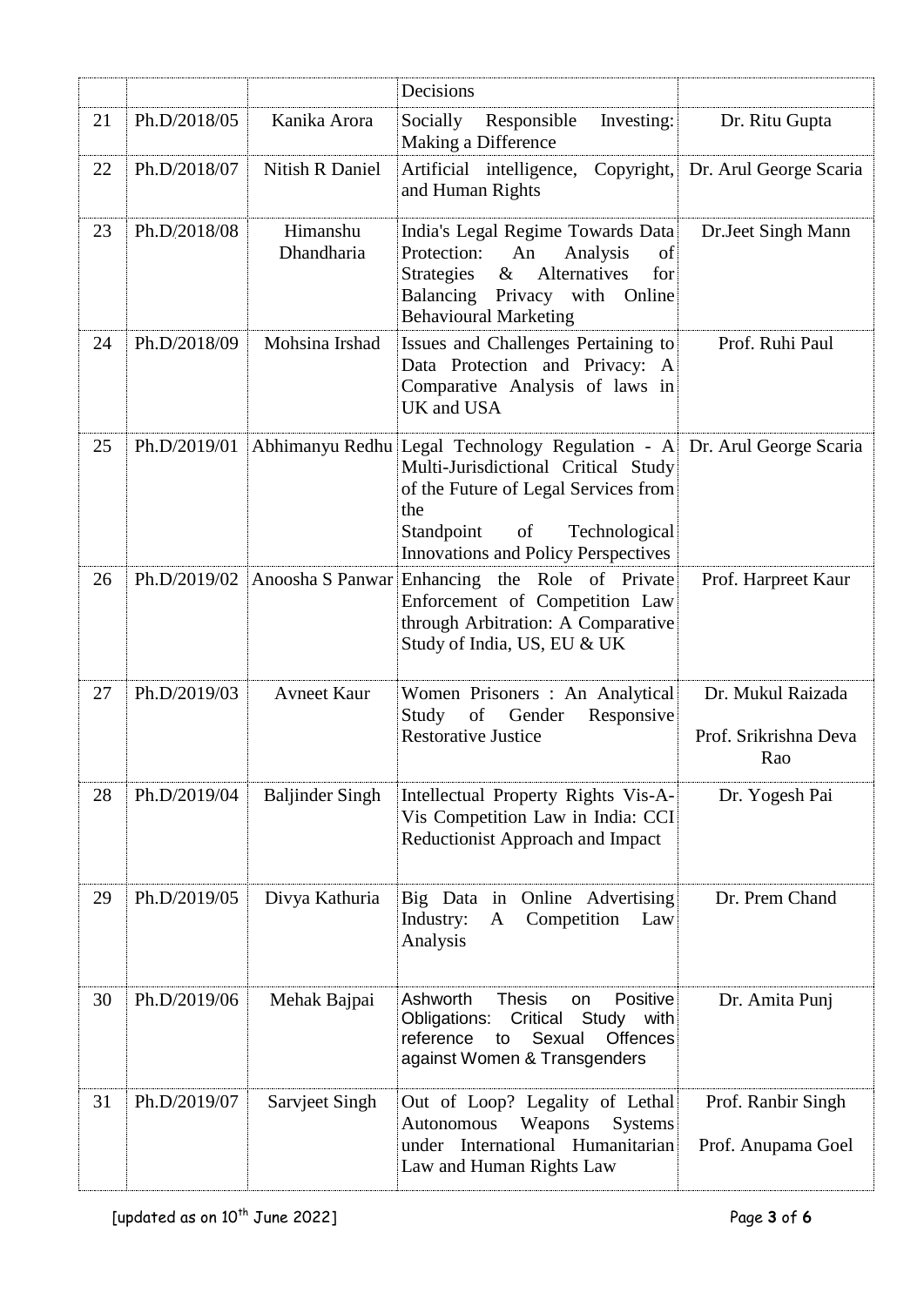| | | | Decisions | |
|---|---|---|---|---|
| 21 | Ph.D/2018/05 | Kanika Arora | Socially Responsible Investing: Making a Difference | Dr. Ritu Gupta |
| 22 | Ph.D/2018/07 | Nitish R Daniel | Artificial intelligence, Copyright, and Human Rights | Dr. Arul George Scaria |
| 23 | Ph.D/2018/08 | Himanshu Dhandharia | India's Legal Regime Towards Data Protection: An Analysis of Strategies & Alternatives for Balancing Privacy with Online Behavioural Marketing | Dr.Jeet Singh Mann |
| 24 | Ph.D/2018/09 | Mohsina Irshad | Issues and Challenges Pertaining to Data Protection and Privacy: A Comparative Analysis of laws in UK and USA | Prof. Ruhi Paul |
| 25 | Ph.D/2019/01 | Abhimanyu Redhu | Legal Technology Regulation - A Multi-Jurisdictional Critical Study of the Future of Legal Services from the Standpoint of Technological Innovations and Policy Perspectives | Dr. Arul George Scaria |
| 26 | Ph.D/2019/02 | Anoosha S Panwar | Enhancing the Role of Private Enforcement of Competition Law through Arbitration: A Comparative Study of India, US, EU & UK | Prof. Harpreet Kaur |
| 27 | Ph.D/2019/03 | Avneet Kaur | Women Prisoners : An Analytical Study of Gender Responsive Restorative Justice | Dr. Mukul Raizada<br>Prof. Srikrishna Deva Rao |
| 28 | Ph.D/2019/04 | Baljinder Singh | Intellectual Property Rights Vis-A-Vis Competition Law in India: CCI Reductionist Approach and Impact | Dr. Yogesh Pai |
| 29 | Ph.D/2019/05 | Divya Kathuria | Big Data in Online Advertising Industry: A Competition Law Analysis | Dr. Prem Chand |
| 30 | Ph.D/2019/06 | Mehak Bajpai | Ashworth Thesis on Positive Obligations: Critical Study with reference to Sexual Offences against Women & Transgenders | Dr. Amita Punj |
| 31 | Ph.D/2019/07 | Sarvjeet Singh | Out of Loop? Legality of Lethal Autonomous Weapons Systems under International Humanitarian Law and Human Rights Law | Prof. Ranbir Singh<br>Prof. Anupama Goel |

[updated as on 10th June 2022]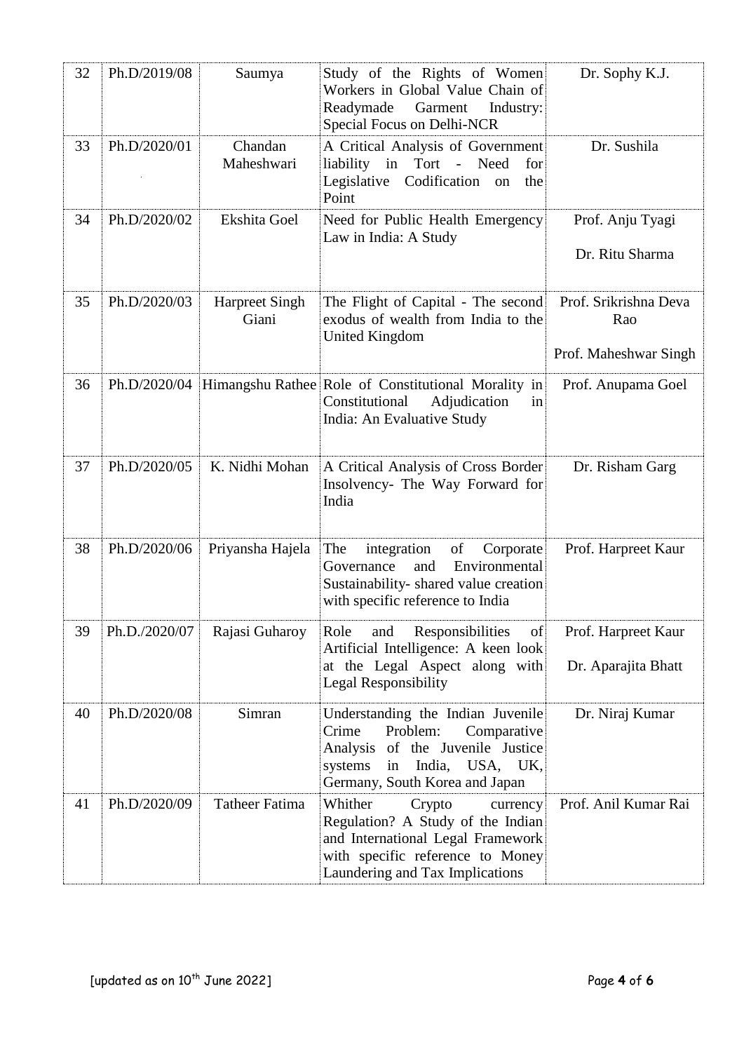| 32 | Ph.D/2019/08 | Saumya | Study of the Rights of Women Workers in Global Value Chain of Readymade Garment Industry: Special Focus on Delhi-NCR | Dr. Sophy K.J. |
|---|---|---|---|---|
| 33 | Ph.D/2020/01 | Chandan Maheshwari | A Critical Analysis of Government liability in Tort - Need for Legislative Codification on the Point | Dr. Sushila |
| 34 | Ph.D/2020/02 | Ekshita Goel | Need for Public Health Emergency Law in India: A Study | Prof. Anju Tyagi<br><br>Dr. Ritu Sharma |
| 35 | Ph.D/2020/03 | Harpreet Singh Giani | The Flight of Capital - The second exodus of wealth from India to the United Kingdom | Prof. Srikrishna Deva Rao<br><br>Prof. Maheshwar Singh |
| 36 | Ph.D/2020/04 | Himangshu Rathee | Role of Constitutional Morality in Constitutional Adjudication in India: An Evaluative Study | Prof. Anupama Goel |
| 37 | Ph.D/2020/05 | K. Nidhi Mohan | A Critical Analysis of Cross Border Insolvency- The Way Forward for India | Dr. Risham Garg |
| 38 | Ph.D/2020/06 | Priyansha Hajela | The integration of Corporate Governance and Environmental Sustainability- shared value creation with specific reference to India | Prof. Harpreet Kaur |
| 39 | Ph.D./2020/07 | Rajasi Guharoy | Role and Responsibilities of Artificial Intelligence: A keen look at the Legal Aspect along with Legal Responsibility | Prof. Harpreet Kaur<br><br>Dr. Aparajita Bhatt |
| 40 | Ph.D/2020/08 | Simran | Understanding the Indian Juvenile Crime Problem: Comparative Analysis of the Juvenile Justice systems in India, USA, UK, Germany, South Korea and Japan | Dr. Niraj Kumar |
| 41 | Ph.D/2020/09 | Tatheer Fatima | Whither Crypto currency Regulation? A Study of the Indian and International Legal Framework with specific reference to Money Laundering and Tax Implications | Prof. Anil Kumar Rai |

[updated as on 10th June 2022]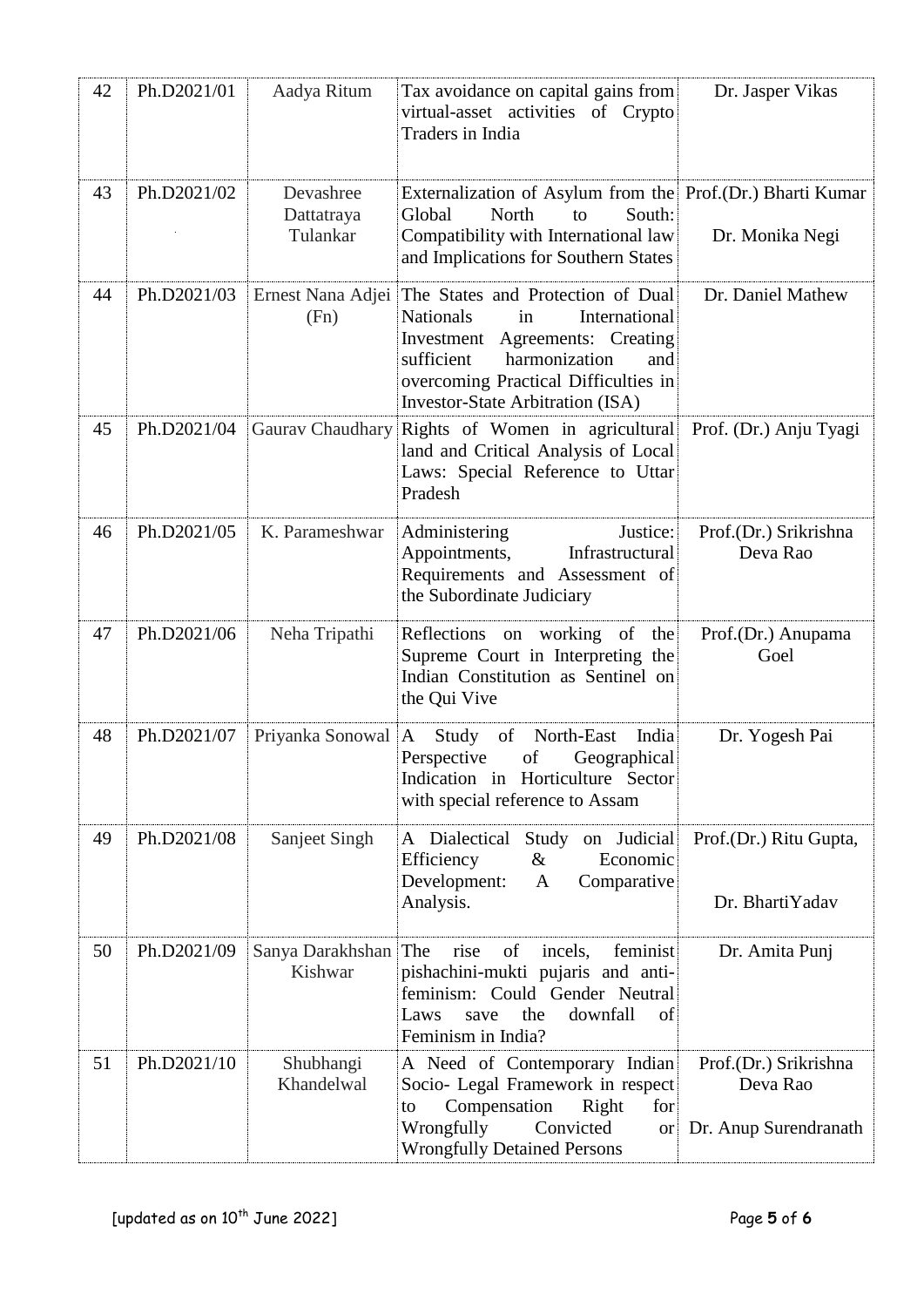| 42 | Ph.D2021/01 | Aadya Ritum | Tax avoidance on capital gains from virtual-asset activities of Crypto Traders in India | Dr. Jasper Vikas |
|---|---|---|---|---|
| 43 | Ph.D2021/02 | Devashree Dattatraya Tulankar | Externalization of Asylum from the Global North to South: Compatibility with International law and Implications for Southern States | Prof.(Dr.) Bharti Kumar<br>Dr. Monika Negi |
| 44 | Ph.D2021/03 | Ernest Nana Adjei (Fn) | The States and Protection of Dual Nationals in International Investment Agreements: Creating sufficient harmonization and overcoming Practical Difficulties in Investor-State Arbitration (ISA) | Dr. Daniel Mathew |
| 45 | Ph.D2021/04 | Gaurav Chaudhary | Rights of Women in agricultural land and Critical Analysis of Local Laws: Special Reference to Uttar Pradesh | Prof. (Dr.) Anju Tyagi |
| 46 | Ph.D2021/05 | K. Parameshwar | Administering Justice: Appointments, Infrastructural Requirements and Assessment of the Subordinate Judiciary | Prof.(Dr.) Srikrishna Deva Rao |
| 47 | Ph.D2021/06 | Neha Tripathi | Reflections on working of the Supreme Court in Interpreting the Indian Constitution as Sentinel on the Qui Vive | Prof.(Dr.) Anupama Goel |
| 48 | Ph.D2021/07 | Priyanka Sonowal | A Study of North-East India Perspective of Geographical Indication in Horticulture Sector with special reference to Assam | Dr. Yogesh Pai |
| 49 | Ph.D2021/08 | Sanjeet Singh | A Dialectical Study on Judicial Efficiency & Economic Development: A Comparative Analysis. | Prof.(Dr.) Ritu Gupta,<br>Dr. BhartiYadav |
| 50 | Ph.D2021/09 | Sanya Darakhshan Kishwar | The rise of incels, feminist pishachini-mukti pujaris and anti-feminism: Could Gender Neutral Laws save the downfall of Feminism in India? | Dr. Amita Punj |
| 51 | Ph.D2021/10 | Shubhangi Khandelwal | A Need of Contemporary Indian Socio- Legal Framework in respect to Compensation Right for Wrongfully Convicted or Wrongfully Detained Persons | Prof.(Dr.) Srikrishna Deva Rao<br>Dr. Anup Surendranath |

[updated as on 10th June 2022]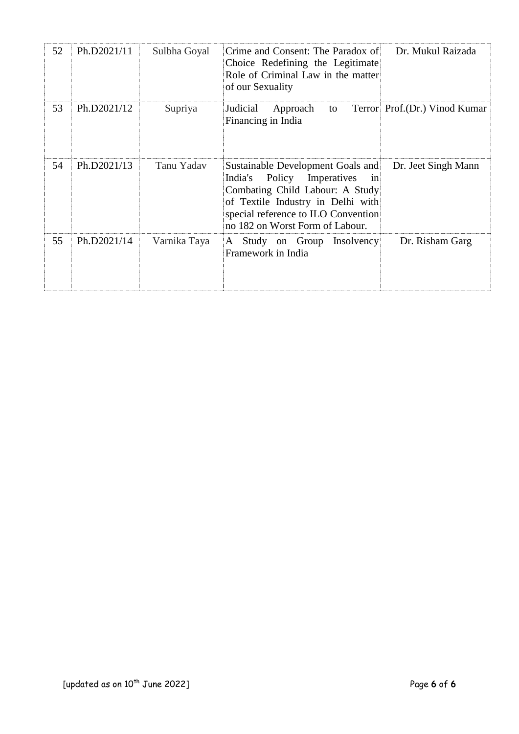| | | | | |
|---|---|---|---|---|
| 52 | Ph.D2021/11 | Sulbha Goyal | Crime and Consent: The Paradox of Choice Redefining the Legitimate Role of Criminal Law in the matter of our Sexuality | Dr. Mukul Raizada |
| 53 | Ph.D2021/12 | Supriya | Judicial Approach to Terror Financing in India | Prof.(Dr.) Vinod Kumar |
| 54 | Ph.D2021/13 | Tanu Yadav | Sustainable Development Goals and India's Policy Imperatives in Combating Child Labour: A Study of Textile Industry in Delhi with special reference to ILO Convention no 182 on Worst Form of Labour. | Dr. Jeet Singh Mann |
| 55 | Ph.D2021/14 | Varnika Taya | A Study on Group Insolvency Framework in India | Dr. Risham Garg |

[updated as on 10th June 2022]